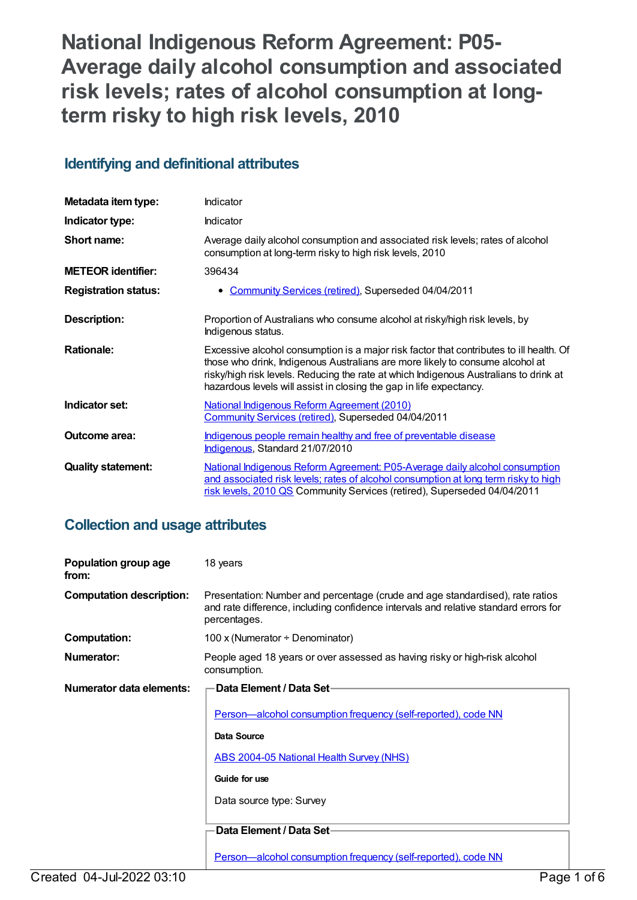# National Indigenous Reform Agreement: P05-Average daily alcohol consumption and associated risk levels; rates of alcohol consumption at long-term risky to high risk levels, 2010

## Identifying and definitional attributes

| | |
|---|---|
| **Metadata item type:** | Indicator |
| **Indicator type:** | Indicator |
| **Short name:** | Average daily alcohol consumption and associated risk levels; rates of alcohol consumption at long-term risky to high risk levels, 2010 |
| **METEOR identifier:** | 396434 |
| **Registration status:** | • Community Services (retired), Superseded 04/04/2011 |
| **Description:** | Proportion of Australians who consume alcohol at risky/high risk levels, by Indigenous status. |
| **Rationale:** | Excessive alcohol consumption is a major risk factor that contributes to ill health. Of those who drink, Indigenous Australians are more likely to consume alcohol at risky/high risk levels. Reducing the rate at which Indigenous Australians to drink at hazardous levels will assist in closing the gap in life expectancy. |
| **Indicator set:** | National Indigenous Reform Agreement (2010) Community Services (retired), Superseded 04/04/2011 |
| **Outcome area:** | Indigenous people remain healthy and free of preventable disease Indigenous, Standard 21/07/2010 |
| **Quality statement:** | National Indigenous Reform Agreement: P05-Average daily alcohol consumption and associated risk levels; rates of alcohol consumption at long term risky to high risk levels, 2010 QS Community Services (retired), Superseded 04/04/2011 |

## Collection and usage attributes

| | |
|---|---|
| **Population group age from:** | 18 years |
| **Computation description:** | Presentation: Number and percentage (crude and age standardised), rate ratios and rate difference, including confidence intervals and relative standard errors for percentages. |
| **Computation:** | 100 x (Numerator ÷ Denominator) |
| **Numerator:** | People aged 18 years or over assessed as having risky or high-risk alcohol consumption. |

**Numerator data elements:**

**Data Element / Data Set**

Person—alcohol consumption frequency (self-reported), code NN

**Data Source**

ABS 2004-05 National Health Survey (NHS)

**Guide for use**

Data source type: Survey

**Data Element / Data Set**

Person—alcohol consumption frequency (self-reported), code NN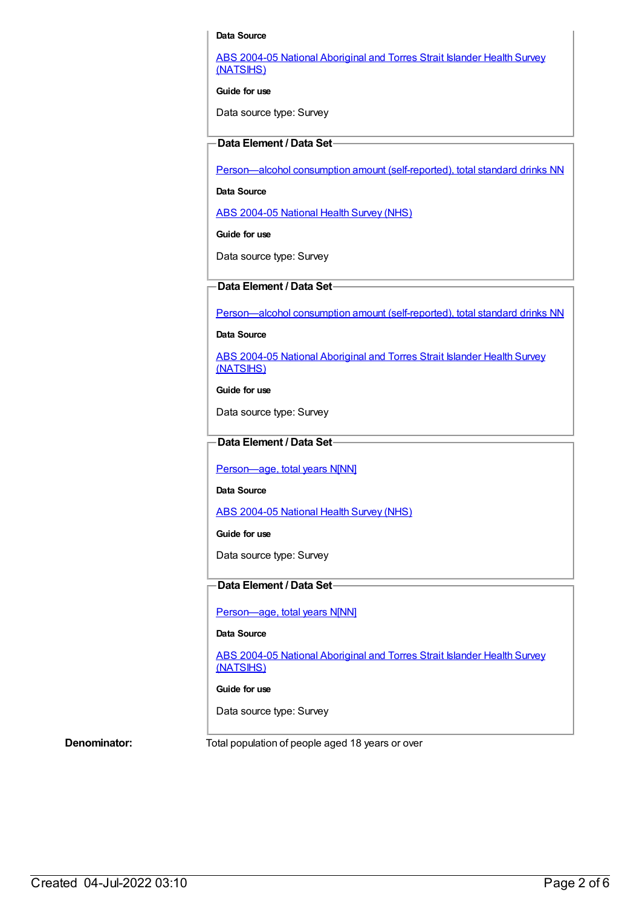**Data Source**

ABS 2004-05 National Aboriginal and Torres Strait Islander Health Survey (NATSIHS)

**Guide for use**

Data source type: Survey

**Data Element / Data Set**

Person—alcohol consumption amount (self-reported), total standard drinks NN

**Data Source**

ABS 2004-05 National Health Survey (NHS)

**Guide for use**

Data source type: Survey

**Data Element / Data Set**

Person—alcohol consumption amount (self-reported), total standard drinks NN

**Data Source**

ABS 2004-05 National Aboriginal and Torres Strait Islander Health Survey (NATSIHS)

**Guide for use**

Data source type: Survey

**Data Element / Data Set**

Person—age, total years N[NN]

**Data Source**

ABS 2004-05 National Health Survey (NHS)

**Guide for use**

Data source type: Survey

**Data Element / Data Set**

Person—age, total years N[NN]

**Data Source**

ABS 2004-05 National Aboriginal and Torres Strait Islander Health Survey (NATSIHS)

**Guide for use**

Data source type: Survey

**Denominator:** Total population of people aged 18 years or over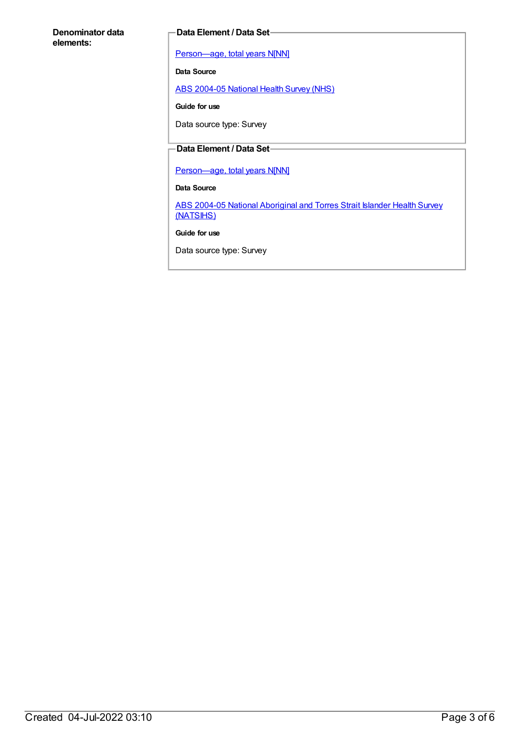**Denominator data elements:**

**Data Element / Data Set**

Person—age, total years N[NN]

**Data Source**

ABS 2004-05 National Health Survey (NHS)

**Guide for use**

Data source type: Survey

**Data Element / Data Set**

Person—age, total years N[NN]

**Data Source**

ABS 2004-05 National Aboriginal and Torres Strait Islander Health Survey (NATSIHS)

**Guide for use**

Data source type: Survey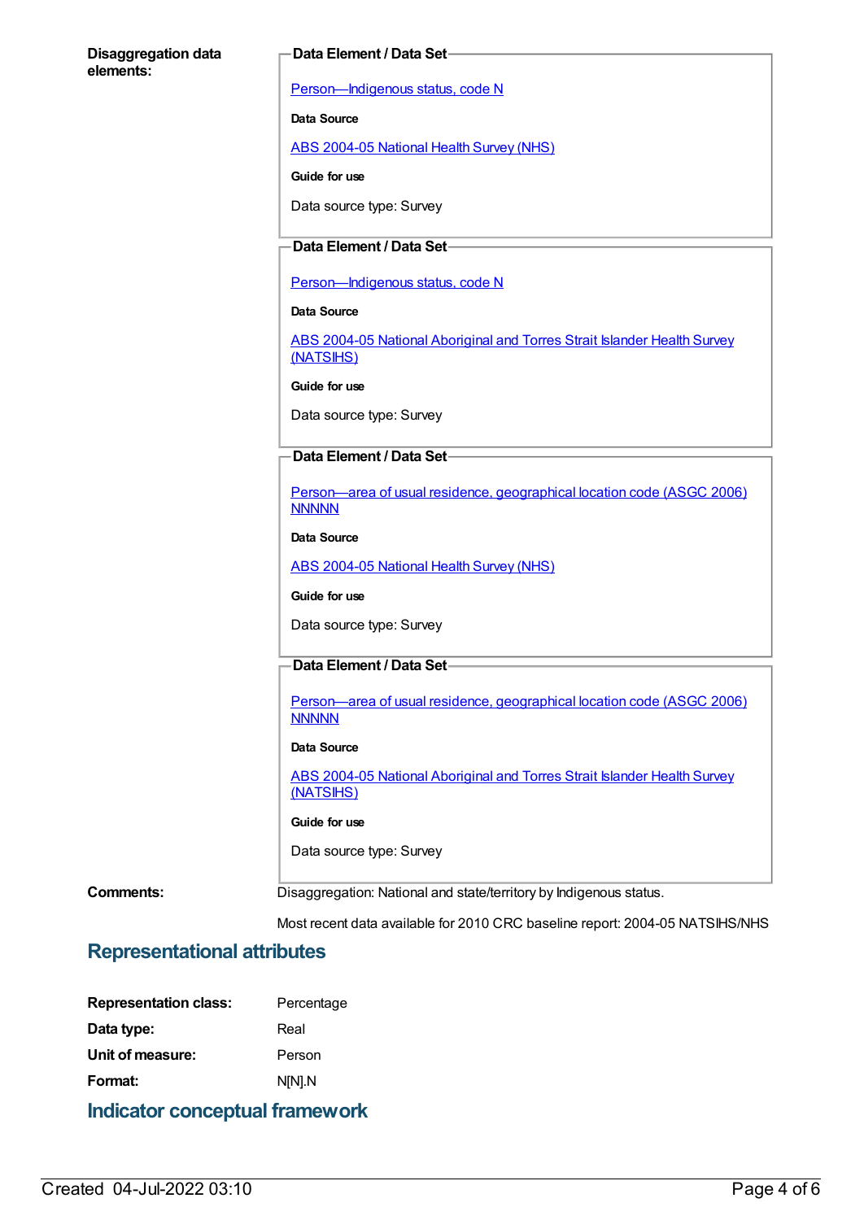**Disaggregation data elements:**

**Data Element / Data Set**

Person—Indigenous status, code N

**Data Source**

ABS 2004-05 National Health Survey (NHS)

**Guide for use**

Data source type: Survey

**Data Element / Data Set**

Person—Indigenous status, code N

**Data Source**

ABS 2004-05 National Aboriginal and Torres Strait Islander Health Survey (NATSIHS)

**Guide for use**

Data source type: Survey

**Data Element / Data Set**

Person—area of usual residence, geographical location code (ASGC 2006) NNNNN

**Data Source**

ABS 2004-05 National Health Survey (NHS)

**Guide for use**

Data source type: Survey

**Data Element / Data Set**

Person—area of usual residence, geographical location code (ASGC 2006) NNNNN

**Data Source**

ABS 2004-05 National Aboriginal and Torres Strait Islander Health Survey (NATSIHS)

**Guide for use**

Data source type: Survey

**Comments:** Disaggregation: National and state/territory by Indigenous status.

Most recent data available for 2010 CRC baseline report: 2004-05 NATSIHS/NHS

## Representational attributes

**Representation class:** Percentage

**Data type:** Real

**Unit of measure:** Person

**Format:** N[N].N

## Indicator conceptual framework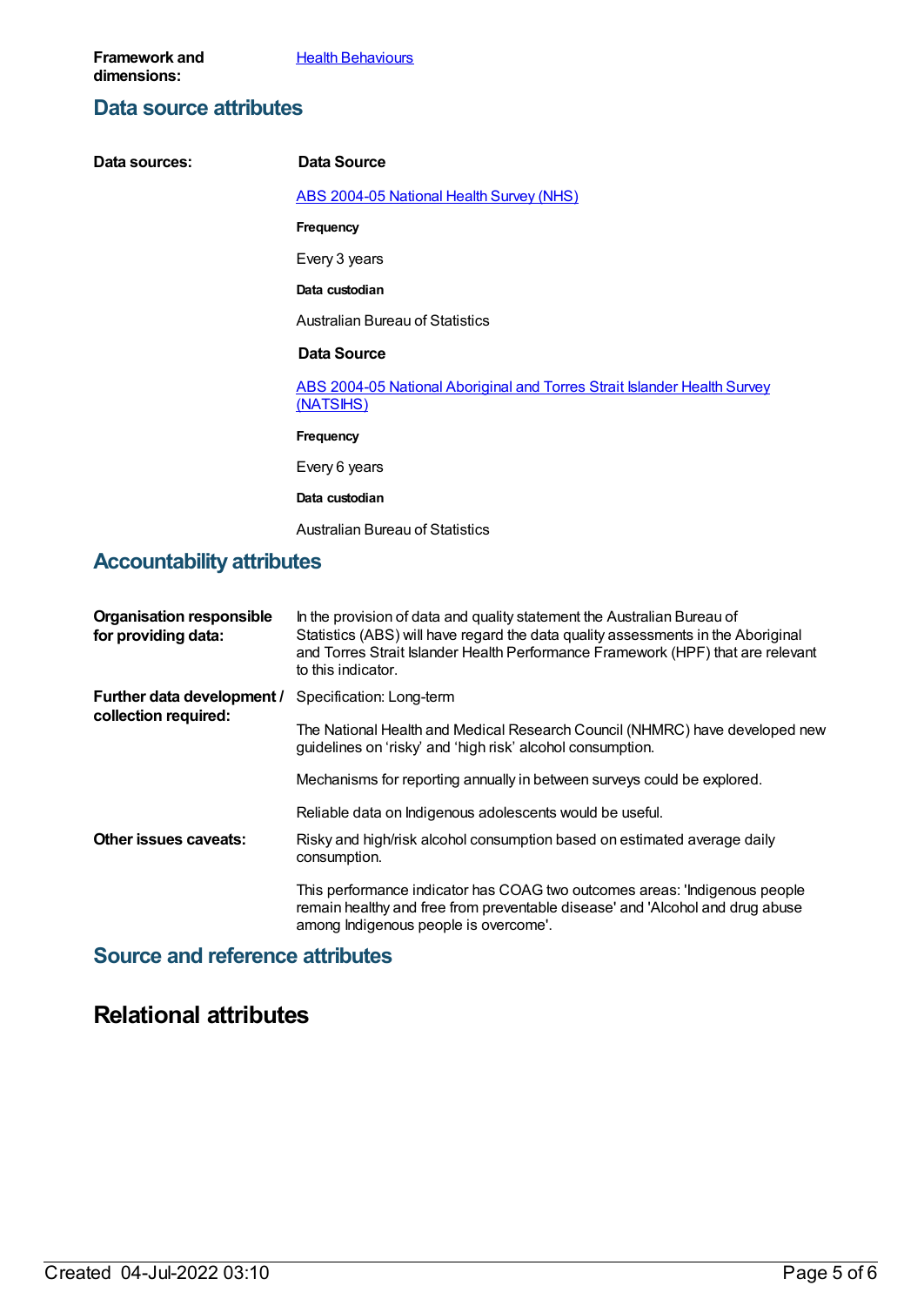**Framework and dimensions:** Health Behaviours

## Data source attributes

**Data sources:**

**Data Source**

ABS 2004-05 National Health Survey (NHS)

**Frequency**

Every 3 years

**Data custodian**

Australian Bureau of Statistics

**Data Source**

ABS 2004-05 National Aboriginal and Torres Strait Islander Health Survey (NATSIHS)

**Frequency**

Every 6 years

**Data custodian**

Australian Bureau of Statistics

## Accountability attributes

**Organisation responsible for providing data:** In the provision of data and quality statement the Australian Bureau of Statistics (ABS) will have regard the data quality assessments in the Aboriginal and Torres Strait Islander Health Performance Framework (HPF) that are relevant to this indicator.

**Further data development / collection required:** Specification: Long-term

The National Health and Medical Research Council (NHMRC) have developed new guidelines on ‘risky’ and ‘high risk’ alcohol consumption.

Mechanisms for reporting annually in between surveys could be explored.

Reliable data on Indigenous adolescents would be useful.

**Other issues caveats:** Risky and high/risk alcohol consumption based on estimated average daily consumption.

This performance indicator has COAG two outcomes areas: 'Indigenous people remain healthy and free from preventable disease' and 'Alcohol and drug abuse among Indigenous people is overcome'.

## Source and reference attributes

# Relational attributes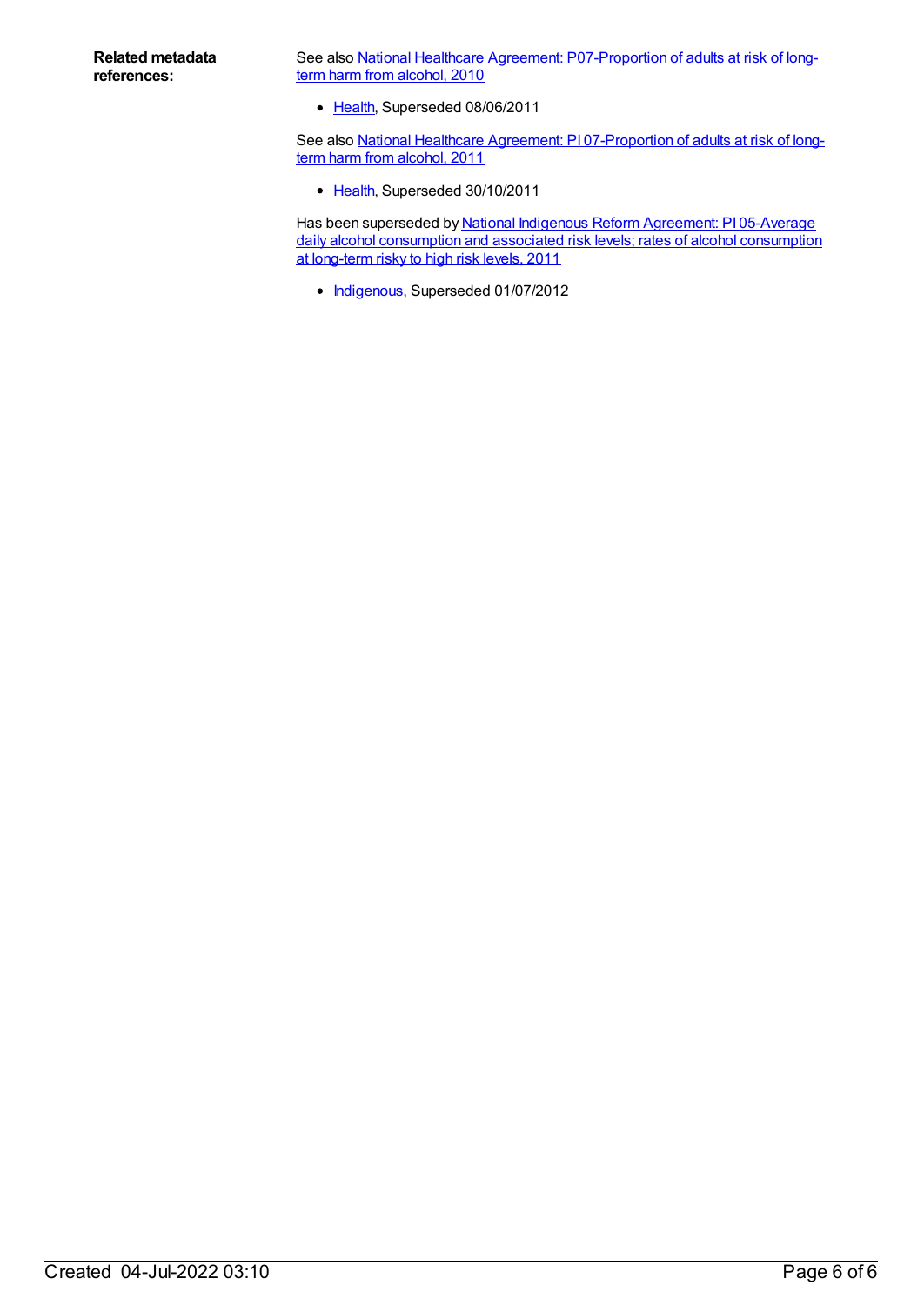**Related metadata references:**

See also National Healthcare Agreement: P07-Proportion of adults at risk of long-term harm from alcohol, 2010

- Health, Superseded 08/06/2011

See also National Healthcare Agreement: PI 07-Proportion of adults at risk of long-term harm from alcohol, 2011

- Health, Superseded 30/10/2011

Has been superseded by National Indigenous Reform Agreement: PI 05-Average daily alcohol consumption and associated risk levels; rates of alcohol consumption at long-term risky to high risk levels, 2011

- Indigenous, Superseded 01/07/2012